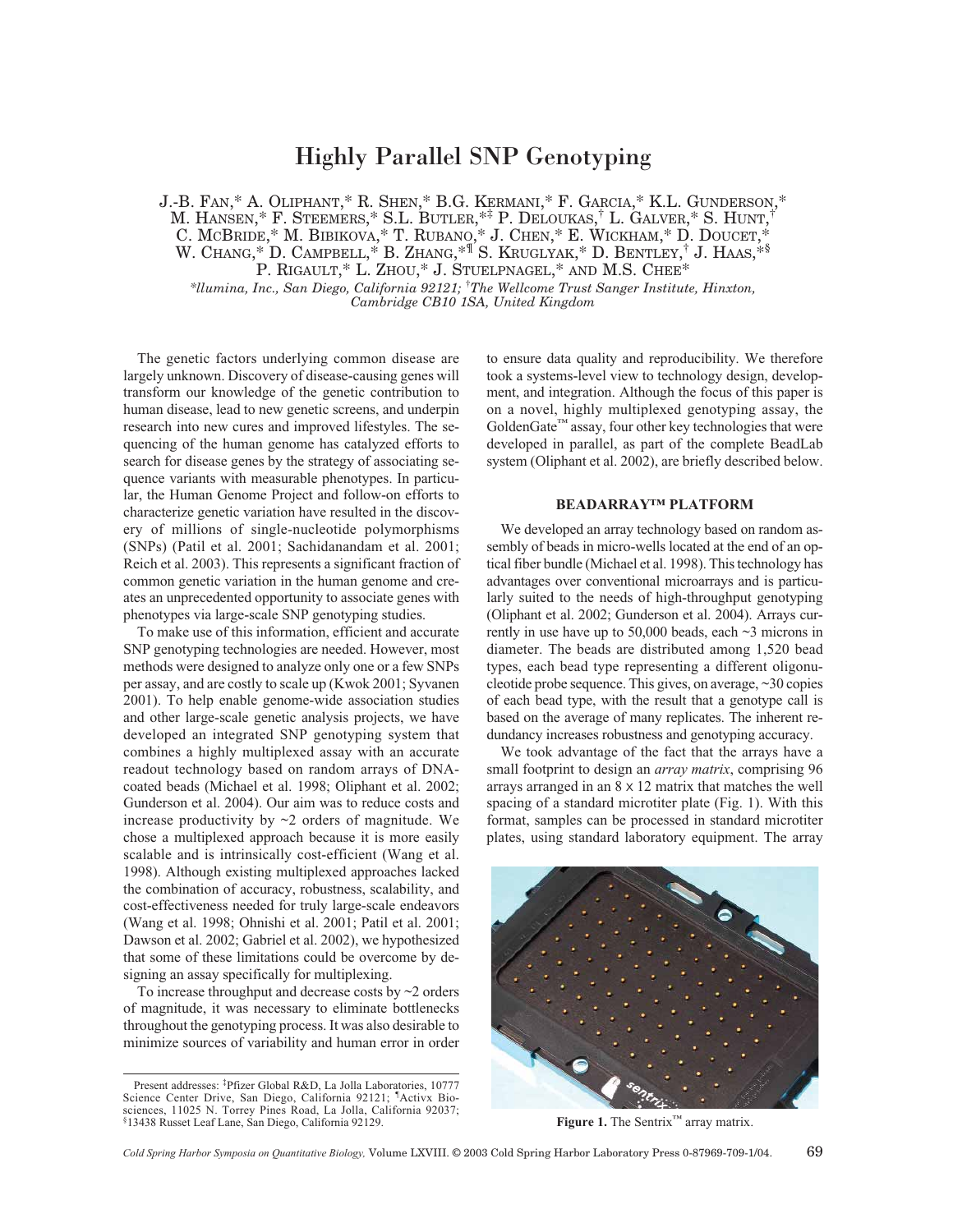# Highly Parallel SNP Genotyping

J.-B. Fan,* A. Oliphant,* R. Shen,* B.G. Kermani,* F. Garcia,* K.L. Gunderson,* M. Hansen,* F. Steemers,* S.L. Butler,*[‡] P. Deloukas,[†] L. Galver,* S. Hunt,[†] C. McBride,* M. Bibikova,* T. Rubano,* J. Chen,* E. Wickham,* D. Doucet,* W. Chang,* D. Campbell,* B. Zhang,*[¶] S. Kruglyak,* D. Bentley,[†] J. Haas,*[§] P. Rigault,* L. Zhou,* J. Stuelpnagel,* and M.S. Chee*

*\*Illumina, Inc., San Diego, California 92121; [†]The Wellcome Trust Sanger Institute, Hinxton, Cambridge CB10 1SA, United Kingdom*

The genetic factors underlying common disease are largely unknown. Discovery of disease-causing genes will transform our knowledge of the genetic contribution to human disease, lead to new genetic screens, and underpin research into new cures and improved lifestyles. The sequencing of the human genome has catalyzed efforts to search for disease genes by the strategy of associating sequence variants with measurable phenotypes. In particular, the Human Genome Project and follow-on efforts to characterize genetic variation have resulted in the discovery of millions of single-nucleotide polymorphisms (SNPs) (Patil et al. 2001; Sachidanandam et al. 2001; Reich et al. 2003). This represents a significant fraction of common genetic variation in the human genome and creates an unprecedented opportunity to associate genes with phenotypes via large-scale SNP genotyping studies.

To make use of this information, efficient and accurate SNP genotyping technologies are needed. However, most methods were designed to analyze only one or a few SNPs per assay, and are costly to scale up (Kwok 2001; Syvanen 2001). To help enable genome-wide association studies and other large-scale genetic analysis projects, we have developed an integrated SNP genotyping system that combines a highly multiplexed assay with an accurate readout technology based on random arrays of DNA-coated beads (Michael et al. 1998; Oliphant et al. 2002; Gunderson et al. 2004). Our aim was to reduce costs and increase productivity by ~2 orders of magnitude. We chose a multiplexed approach because it is more easily scalable and is intrinsically cost-efficient (Wang et al. 1998). Although existing multiplexed approaches lacked the combination of accuracy, robustness, scalability, and cost-effectiveness needed for truly large-scale endeavors (Wang et al. 1998; Ohnishi et al. 2001; Patil et al. 2001; Dawson et al. 2002; Gabriel et al. 2002), we hypothesized that some of these limitations could be overcome by designing an assay specifically for multiplexing.

To increase throughput and decrease costs by ~2 orders of magnitude, it was necessary to eliminate bottlenecks throughout the genotyping process. It was also desirable to minimize sources of variability and human error in order to ensure data quality and reproducibility. We therefore took a systems-level view to technology design, development, and integration. Although the focus of this paper is on a novel, highly multiplexed genotyping assay, the GoldenGate™ assay, four other key technologies that were developed in parallel, as part of the complete BeadLab system (Oliphant et al. 2002), are briefly described below.

## BEADARRAY™ PLATFORM

We developed an array technology based on random assembly of beads in micro-wells located at the end of an optical fiber bundle (Michael et al. 1998). This technology has advantages over conventional microarrays and is particularly suited to the needs of high-throughput genotyping (Oliphant et al. 2002; Gunderson et al. 2004). Arrays currently in use have up to 50,000 beads, each ~3 microns in diameter. The beads are distributed among 1,520 bead types, each bead type representing a different oligonucleotide probe sequence. This gives, on average, ~30 copies of each bead type, with the result that a genotype call is based on the average of many replicates. The inherent redundancy increases robustness and genotyping accuracy.

We took advantage of the fact that the arrays have a small footprint to design an *array matrix*, comprising 96 arrays arranged in an 8 × 12 matrix that matches the well spacing of a standard microtiter plate (Fig. 1). With this format, samples can be processed in standard microtiter plates, using standard laboratory equipment. The array

**Figure 1.** The Sentrix™ array matrix.

Present addresses: [‡]Pfizer Global R&D, La Jolla Laboratories, 10777 Science Center Drive, San Diego, California 92121; [¶]Activx Biosciences, 11025 N. Torrey Pines Road, La Jolla, California 92037; [§]13438 Russet Leaf Lane, San Diego, California 92129.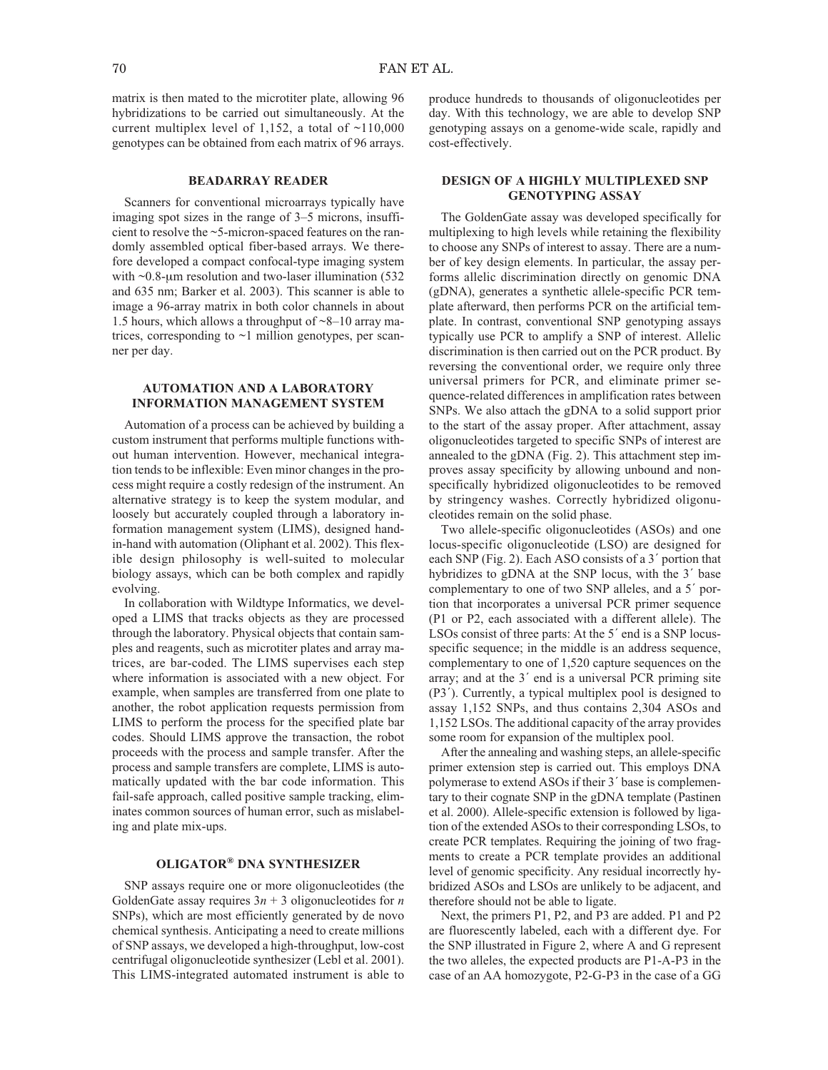matrix is then mated to the microtiter plate, allowing 96 hybridizations to be carried out simultaneously. At the current multiplex level of 1,152, a total of ~110,000 genotypes can be obtained from each matrix of 96 arrays.

## BEADARRAY READER

Scanners for conventional microarrays typically have imaging spot sizes in the range of 3–5 microns, insufficient to resolve the ~5-micron-spaced features on the randomly assembled optical fiber-based arrays. We therefore developed a compact confocal-type imaging system with ~0.8-μm resolution and two-laser illumination (532 and 635 nm; Barker et al. 2003). This scanner is able to image a 96-array matrix in both color channels in about 1.5 hours, which allows a throughput of ~8–10 array matrices, corresponding to ~1 million genotypes, per scanner per day.

## AUTOMATION AND A LABORATORY INFORMATION MANAGEMENT SYSTEM

Automation of a process can be achieved by building a custom instrument that performs multiple functions without human intervention. However, mechanical integration tends to be inflexible: Even minor changes in the process might require a costly redesign of the instrument. An alternative strategy is to keep the system modular, and loosely but accurately coupled through a laboratory information management system (LIMS), designed hand-in-hand with automation (Oliphant et al. 2002). This flexible design philosophy is well-suited to molecular biology assays, which can be both complex and rapidly evolving.

In collaboration with Wildtype Informatics, we developed a LIMS that tracks objects as they are processed through the laboratory. Physical objects that contain samples and reagents, such as microtiter plates and array matrices, are bar-coded. The LIMS supervises each step where information is associated with a new object. For example, when samples are transferred from one plate to another, the robot application requests permission from LIMS to perform the process for the specified plate bar codes. Should LIMS approve the transaction, the robot proceeds with the process and sample transfer. After the process and sample transfers are complete, LIMS is automatically updated with the bar code information. This fail-safe approach, called positive sample tracking, eliminates common sources of human error, such as mislabeling and plate mix-ups.

## OLIGATOR® DNA SYNTHESIZER

SNP assays require one or more oligonucleotides (the GoldenGate assay requires $3n + 3$ oligonucleotides for $n$ SNPs), which are most efficiently generated by de novo chemical synthesis. Anticipating a need to create millions of SNP assays, we developed a high-throughput, low-cost centrifugal oligonucleotide synthesizer (Lebl et al. 2001). This LIMS-integrated automated instrument is able to produce hundreds to thousands of oligonucleotides per day. With this technology, we are able to develop SNP genotyping assays on a genome-wide scale, rapidly and cost-effectively.

## DESIGN OF A HIGHLY MULTIPLEXED SNP GENOTYPING ASSAY

The GoldenGate assay was developed specifically for multiplexing to high levels while retaining the flexibility to choose any SNPs of interest to assay. There are a number of key design elements. In particular, the assay performs allelic discrimination directly on genomic DNA (gDNA), generates a synthetic allele-specific PCR template afterward, then performs PCR on the artificial template. In contrast, conventional SNP genotyping assays typically use PCR to amplify a SNP of interest. Allelic discrimination is then carried out on the PCR product. By reversing the conventional order, we require only three universal primers for PCR, and eliminate primer sequence-related differences in amplification rates between SNPs. We also attach the gDNA to a solid support prior to the start of the assay proper. After attachment, assay oligonucleotides targeted to specific SNPs of interest are annealed to the gDNA (Fig. 2). This attachment step improves assay specificity by allowing unbound and nonspecifically hybridized oligonucleotides to be removed by stringency washes. Correctly hybridized oligonucleotides remain on the solid phase.

Two allele-specific oligonucleotides (ASOs) and one locus-specific oligonucleotide (LSO) are designed for each SNP (Fig. 2). Each ASO consists of a 3´ portion that hybridizes to gDNA at the SNP locus, with the 3´ base complementary to one of two SNP alleles, and a 5´ portion that incorporates a universal PCR primer sequence (P1 or P2, each associated with a different allele). The LSOs consist of three parts: At the 5´ end is a SNP locus-specific sequence; in the middle is an address sequence, complementary to one of 1,520 capture sequences on the array; and at the 3´ end is a universal PCR priming site (P3´). Currently, a typical multiplex pool is designed to assay 1,152 SNPs, and thus contains 2,304 ASOs and 1,152 LSOs. The additional capacity of the array provides some room for expansion of the multiplex pool.

After the annealing and washing steps, an allele-specific primer extension step is carried out. This employs DNA polymerase to extend ASOs if their 3´ base is complementary to their cognate SNP in the gDNA template (Pastinen et al. 2000). Allele-specific extension is followed by ligation of the extended ASOs to their corresponding LSOs, to create PCR templates. Requiring the joining of two fragments to create a PCR template provides an additional level of genomic specificity. Any residual incorrectly hybridized ASOs and LSOs are unlikely to be adjacent, and therefore should not be able to ligate.

Next, the primers P1, P2, and P3 are added. P1 and P2 are fluorescently labeled, each with a different dye. For the SNP illustrated in Figure 2, where A and G represent the two alleles, the expected products are P1-A-P3 in the case of an AA homozygote, P2-G-P3 in the case of a GG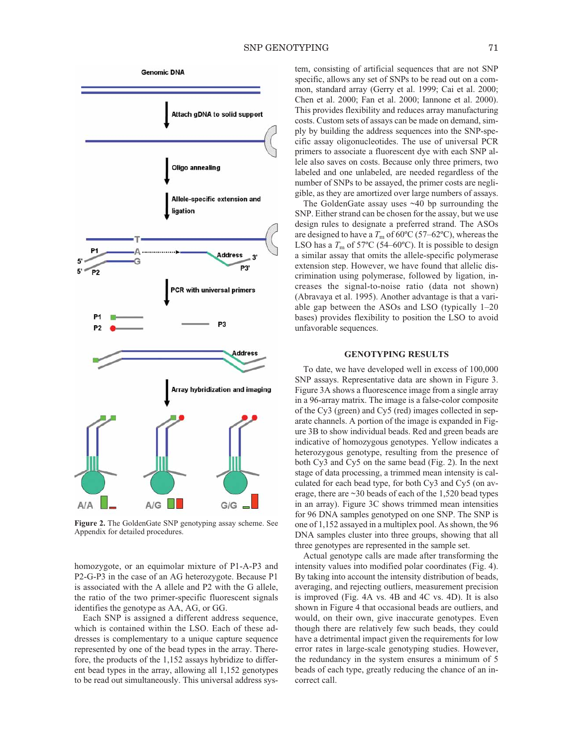Figure 2. The GoldenGate SNP genotyping assay scheme. See Appendix for detailed procedures.

homozygote, or an equimolar mixture of P1-A-P3 and P2-G-P3 in the case of an AG heterozygote. Because P1 is associated with the A allele and P2 with the G allele, the ratio of the two primer-specific fluorescent signals identifies the genotype as AA, AG, or GG.

Each SNP is assigned a different address sequence, which is contained within the LSO. Each of these addresses is complementary to a unique capture sequence represented by one of the bead types in the array. Therefore, the products of the 1,152 assays hybridize to different bead types in the array, allowing all 1,152 genotypes to be read out simultaneously. This universal address system, consisting of artificial sequences that are not SNP specific, allows any set of SNPs to be read out on a common, standard array (Gerry et al. 1999; Cai et al. 2000; Chen et al. 2000; Fan et al. 2000; Iannone et al. 2000). This provides flexibility and reduces array manufacturing costs. Custom sets of assays can be made on demand, simply by building the address sequences into the SNP-specific assay oligonucleotides. The use of universal PCR primers to associate a fluorescent dye with each SNP allele also saves on costs. Because only three primers, two labeled and one unlabeled, are needed regardless of the number of SNPs to be assayed, the primer costs are negligible, as they are amortized over large numbers of assays.

The GoldenGate assay uses ~40 bp surrounding the SNP. Either strand can be chosen for the assay, but we use design rules to designate a preferred strand. The ASOs are designed to have a $T_m$ of 60ºC (57–62ºC), whereas the LSO has a $T_m$ of 57ºC (54–60ºC). It is possible to design a similar assay that omits the allele-specific polymerase extension step. However, we have found that allelic discrimination using polymerase, followed by ligation, increases the signal-to-noise ratio (data not shown) (Abravaya et al. 1995). Another advantage is that a variable gap between the ASOs and LSO (typically 1–20 bases) provides flexibility to position the LSO to avoid unfavorable sequences.

## GENOTYPING RESULTS

To date, we have developed well in excess of 100,000 SNP assays. Representative data are shown in Figure 3. Figure 3A shows a fluorescence image from a single array in a 96-array matrix. The image is a false-color composite of the Cy3 (green) and Cy5 (red) images collected in separate channels. A portion of the image is expanded in Figure 3B to show individual beads. Red and green beads are indicative of homozygous genotypes. Yellow indicates a heterozygous genotype, resulting from the presence of both Cy3 and Cy5 on the same bead (Fig. 2). In the next stage of data processing, a trimmed mean intensity is calculated for each bead type, for both Cy3 and Cy5 (on average, there are ~30 beads of each of the 1,520 bead types in an array). Figure 3C shows trimmed mean intensities for 96 DNA samples genotyped on one SNP. The SNP is one of 1,152 assayed in a multiplex pool. As shown, the 96 DNA samples cluster into three groups, showing that all three genotypes are represented in the sample set.

Actual genotype calls are made after transforming the intensity values into modified polar coordinates (Fig. 4). By taking into account the intensity distribution of beads, averaging, and rejecting outliers, measurement precision is improved (Fig. 4A vs. 4B and 4C vs. 4D). It is also shown in Figure 4 that occasional beads are outliers, and would, on their own, give inaccurate genotypes. Even though there are relatively few such beads, they could have a detrimental impact given the requirements for low error rates in large-scale genotyping studies. However, the redundancy in the system ensures a minimum of 5 beads of each type, greatly reducing the chance of an incorrect call.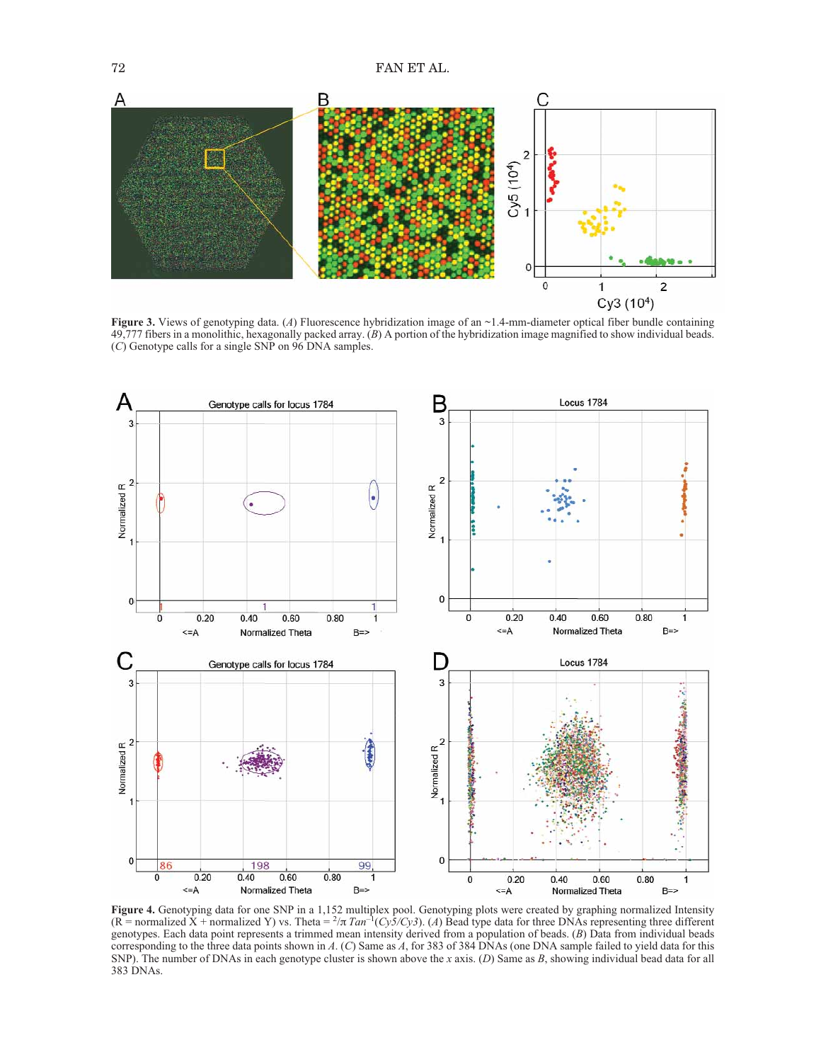**Figure 3.** Views of genotyping data. (*A*) Fluorescence hybridization image of an ~1.4-mm-diameter optical fiber bundle containing 49,777 fibers in a monolithic, hexagonally packed array. (*B*) A portion of the hybridization image magnified to show individual beads. (*C*) Genotype calls for a single SNP on 96 DNA samples.

**Figure 4.** Genotyping data for one SNP in a 1,152 multiplex pool. Genotyping plots were created by graphing normalized Intensity (R = normalized X + normalized Y) vs. Theta = $^2/_\pi\ Tan^{-1}(Cy5/Cy3)$. (*A*) Bead type data for three DNAs representing three different genotypes. Each data point represents a trimmed mean intensity derived from a population of beads. (*B*) Data from individual beads corresponding to the three data points shown in *A*. (*C*) Same as *A*, for 383 of 384 DNAs (one DNA sample failed to yield data for this SNP). The number of DNAs in each genotype cluster is shown above the *x* axis. (*D*) Same as *B*, showing individual bead data for all 383 DNAs.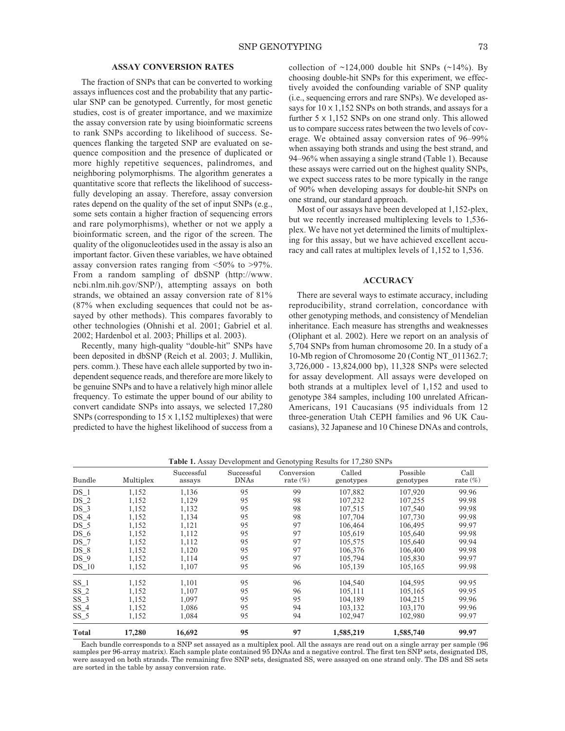## ASSAY CONVERSION RATES

The fraction of SNPs that can be converted to working assays influences cost and the probability that any particular SNP can be genotyped. Currently, for most genetic studies, cost is of greater importance, and we maximize the assay conversion rate by using bioinformatic screens to rank SNPs according to likelihood of success. Sequences flanking the targeted SNP are evaluated on sequence composition and the presence of duplicated or more highly repetitive sequences, palindromes, and neighboring polymorphisms. The algorithm generates a quantitative score that reflects the likelihood of successfully developing an assay. Therefore, assay conversion rates depend on the quality of the set of input SNPs (e.g., some sets contain a higher fraction of sequencing errors and rare polymorphisms), whether or not we apply a bioinformatic screen, and the rigor of the screen. The quality of the oligonucleotides used in the assay is also an important factor. Given these variables, we have obtained assay conversion rates ranging from <50% to >97%. From a random sampling of dbSNP (http://www.ncbi.nlm.nih.gov/SNP/), attempting assays on both strands, we obtained an assay conversion rate of 81% (87% when excluding sequences that could not be assayed by other methods). This compares favorably to other technologies (Ohnishi et al. 2001; Gabriel et al. 2002; Hardenbol et al. 2003; Phillips et al. 2003).

Recently, many high-quality "double-hit" SNPs have been deposited in dbSNP (Reich et al. 2003; J. Mullikin, pers. comm.). These have each allele supported by two independent sequence reads, and therefore are more likely to be genuine SNPs and to have a relatively high minor allele frequency. To estimate the upper bound of our ability to convert candidate SNPs into assays, we selected 17,280 SNPs (corresponding to 15 x 1,152 multiplexes) that were predicted to have the highest likelihood of success from a collection of ~124,000 double hit SNPs (~14%). By choosing double-hit SNPs for this experiment, we effectively avoided the confounding variable of SNP quality (i.e., sequencing errors and rare SNPs). We developed assays for 10 x 1,152 SNPs on both strands, and assays for a further 5 x 1,152 SNPs on one strand only. This allowed us to compare success rates between the two levels of coverage. We obtained assay conversion rates of 96–99% when assaying both strands and using the best strand, and 94–96% when assaying a single strand (Table 1). Because these assays were carried out on the highest quality SNPs, we expect success rates to be more typically in the range of 90% when developing assays for double-hit SNPs on one strand, our standard approach.

Most of our assays have been developed at 1,152-plex, but we recently increased multiplexing levels to 1,536-plex. We have not yet determined the limits of multiplexing for this assay, but we have achieved excellent accuracy and call rates at multiplex levels of 1,152 to 1,536.

## ACCURACY

There are several ways to estimate accuracy, including reproducibility, strand correlation, concordance with other genotyping methods, and consistency of Mendelian inheritance. Each measure has strengths and weaknesses (Oliphant et al. 2002). Here we report on an analysis of 5,704 SNPs from human chromosome 20. In a study of a 10-Mb region of Chromosome 20 (Contig NT_011362.7; 3,726,000 - 13,824,000 bp), 11,328 SNPs were selected for assay development. All assays were developed on both strands at a multiplex level of 1,152 and used to genotype 384 samples, including 100 unrelated African-Americans, 191 Caucasians (95 individuals from 12 three-generation Utah CEPH families and 96 UK Caucasians), 32 Japanese and 10 Chinese DNAs and controls,

**Table 1.** Assay Development and Genotyping Results for 17,280 SNPs

| Bundle | Multiplex | Successful assays | Successful DNAs | Conversion rate (%) | Called genotypes | Possible genotypes | Call rate (%) |
|---|---|---|---|---|---|---|---|
| DS_1 | 1,152 | 1,136 | 95 | 99 | 107,882 | 107,920 | 99.96 |
| DS_2 | 1,152 | 1,129 | 95 | 98 | 107,232 | 107,255 | 99.98 |
| DS_3 | 1,152 | 1,132 | 95 | 98 | 107,515 | 107,540 | 99.98 |
| DS_4 | 1,152 | 1,134 | 95 | 98 | 107,704 | 107,730 | 99.98 |
| DS_5 | 1,152 | 1,121 | 95 | 97 | 106,464 | 106,495 | 99.97 |
| DS_6 | 1,152 | 1,112 | 95 | 97 | 105,619 | 105,640 | 99.98 |
| DS_7 | 1,152 | 1,112 | 95 | 97 | 105,575 | 105,640 | 99.94 |
| DS_8 | 1,152 | 1,120 | 95 | 97 | 106,376 | 106,400 | 99.98 |
| DS_9 | 1,152 | 1,114 | 95 | 97 | 105,794 | 105,830 | 99.97 |
| DS_10 | 1,152 | 1,107 | 95 | 96 | 105,139 | 105,165 | 99.98 |
| SS_1 | 1,152 | 1,101 | 95 | 96 | 104,540 | 104,595 | 99.95 |
| SS_2 | 1,152 | 1,107 | 95 | 96 | 105,111 | 105,165 | 99.95 |
| SS_3 | 1,152 | 1,097 | 95 | 95 | 104,189 | 104,215 | 99.96 |
| SS_4 | 1,152 | 1,086 | 95 | 94 | 103,132 | 103,170 | 99.96 |
| SS_5 | 1,152 | 1,084 | 95 | 94 | 102,947 | 102,980 | 99.97 |
| **Total** | **17,280** | **16,692** | **95** | **97** | **1,585,219** | **1,585,740** | **99.97** |

Each bundle corresponds to a SNP set assayed as a multiplex pool. All the assays are read out on a single array per sample (96 samples per 96-array matrix). Each sample plate contained 95 DNAs and a negative control. The first ten SNP sets, designated DS, were assayed on both strands. The remaining five SNP sets, designated SS, were assayed on one strand only. The DS and SS sets are sorted in the table by assay conversion rate.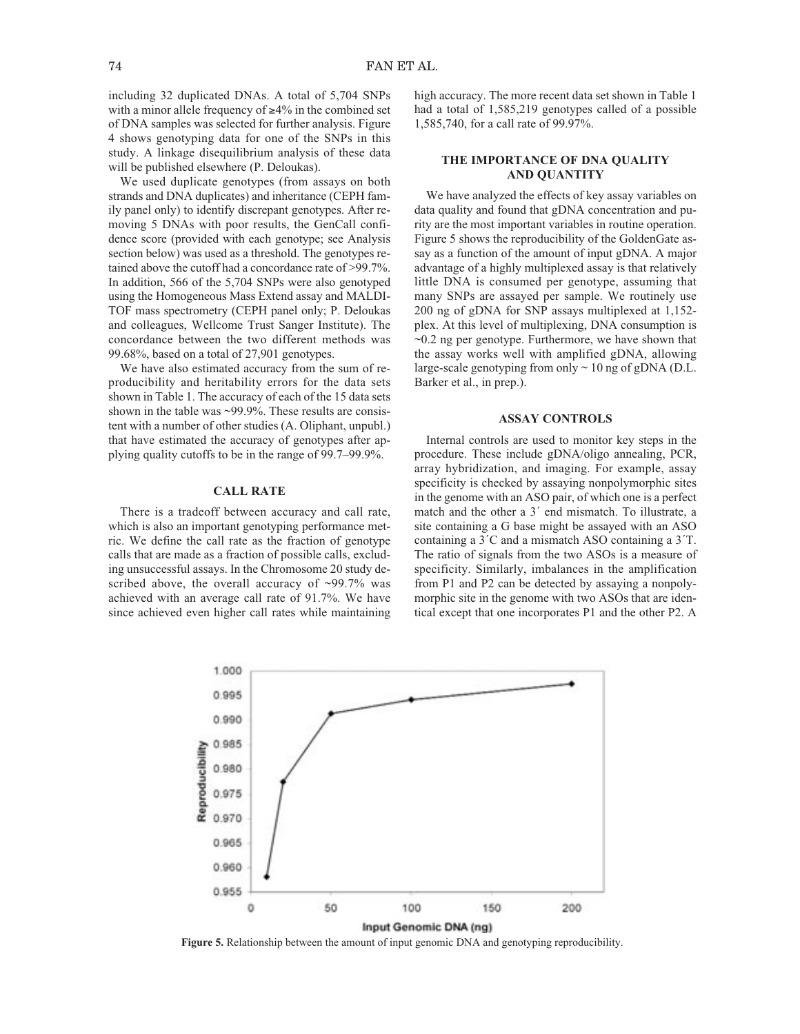including 32 duplicated DNAs. A total of 5,704 SNPs with a minor allele frequency of ≥4% in the combined set of DNA samples was selected for further analysis. Figure 4 shows genotyping data for one of the SNPs in this study. A linkage disequilibrium analysis of these data will be published elsewhere (P. Deloukas).

We used duplicate genotypes (from assays on both strands and DNA duplicates) and inheritance (CEPH family panel only) to identify discrepant genotypes. After removing 5 DNAs with poor results, the GenCall confidence score (provided with each genotype; see Analysis section below) was used as a threshold. The genotypes retained above the cutoff had a concordance rate of >99.7%. In addition, 566 of the 5,704 SNPs were also genotyped using the Homogeneous Mass Extend assay and MALDI-TOF mass spectrometry (CEPH panel only; P. Deloukas and colleagues, Wellcome Trust Sanger Institute). The concordance between the two different methods was 99.68%, based on a total of 27,901 genotypes.

We have also estimated accuracy from the sum of reproducibility and heritability errors for the data sets shown in Table 1. The accuracy of each of the 15 data sets shown in the table was ~99.9%. These results are consistent with a number of other studies (A. Oliphant, unpubl.) that have estimated the accuracy of genotypes after applying quality cutoffs to be in the range of 99.7–99.9%.

## CALL RATE

There is a tradeoff between accuracy and call rate, which is also an important genotyping performance metric. We define the call rate as the fraction of genotype calls that are made as a fraction of possible calls, excluding unsuccessful assays. In the Chromosome 20 study described above, the overall accuracy of ~99.7% was achieved with an average call rate of 91.7%. We have since achieved even higher call rates while maintaining high accuracy. The more recent data set shown in Table 1 had a total of 1,585,219 genotypes called of a possible 1,585,740, for a call rate of 99.97%.

## THE IMPORTANCE OF DNA QUALITY AND QUANTITY

We have analyzed the effects of key assay variables on data quality and found that gDNA concentration and purity are the most important variables in routine operation. Figure 5 shows the reproducibility of the GoldenGate assay as a function of the amount of input gDNA. A major advantage of a highly multiplexed assay is that relatively little DNA is consumed per genotype, assuming that many SNPs are assayed per sample. We routinely use 200 ng of gDNA for SNP assays multiplexed at 1,152-plex. At this level of multiplexing, DNA consumption is ~0.2 ng per genotype. Furthermore, we have shown that the assay works well with amplified gDNA, allowing large-scale genotyping from only ~ 10 ng of gDNA (D.L. Barker et al., in prep.).

## ASSAY CONTROLS

Internal controls are used to monitor key steps in the procedure. These include gDNA/oligo annealing, PCR, array hybridization, and imaging. For example, assay specificity is checked by assaying nonpolymorphic sites in the genome with an ASO pair, of which one is a perfect match and the other a 3´ end mismatch. To illustrate, a site containing a G base might be assayed with an ASO containing a 3´C and a mismatch ASO containing a 3´T. The ratio of signals from the two ASOs is a measure of specificity. Similarly, imbalances in the amplification from P1 and P2 can be detected by assaying a nonpolymorphic site in the genome with two ASOs that are identical except that one incorporates P1 and the other P2. A

**Figure 5.** Relationship between the amount of input genomic DNA and genotyping reproducibility.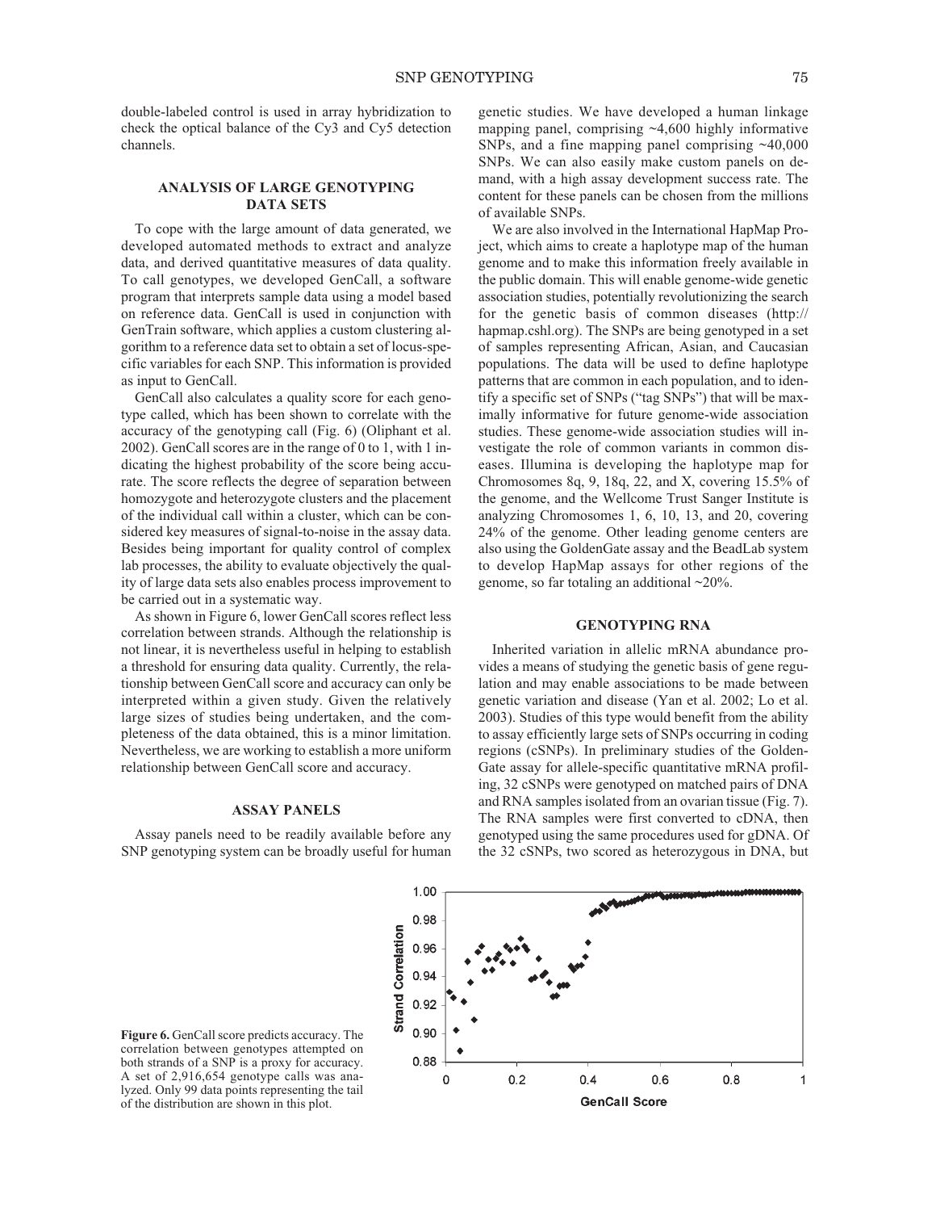double-labeled control is used in array hybridization to check the optical balance of the Cy3 and Cy5 detection channels.

## ANALYSIS OF LARGE GENOTYPING DATA SETS

To cope with the large amount of data generated, we developed automated methods to extract and analyze data, and derived quantitative measures of data quality. To call genotypes, we developed GenCall, a software program that interprets sample data using a model based on reference data. GenCall is used in conjunction with GenTrain software, which applies a custom clustering algorithm to a reference data set to obtain a set of locus-specific variables for each SNP. This information is provided as input to GenCall.

GenCall also calculates a quality score for each genotype called, which has been shown to correlate with the accuracy of the genotyping call (Fig. 6) (Oliphant et al. 2002). GenCall scores are in the range of 0 to 1, with 1 indicating the highest probability of the score being accurate. The score reflects the degree of separation between homozygote and heterozygote clusters and the placement of the individual call within a cluster, which can be considered key measures of signal-to-noise in the assay data. Besides being important for quality control of complex lab processes, the ability to evaluate objectively the quality of large data sets also enables process improvement to be carried out in a systematic way.

As shown in Figure 6, lower GenCall scores reflect less correlation between strands. Although the relationship is not linear, it is nevertheless useful in helping to establish a threshold for ensuring data quality. Currently, the relationship between GenCall score and accuracy can only be interpreted within a given study. Given the relatively large sizes of studies being undertaken, and the completeness of the data obtained, this is a minor limitation. Nevertheless, we are working to establish a more uniform relationship between GenCall score and accuracy.

## ASSAY PANELS

Assay panels need to be readily available before any SNP genotyping system can be broadly useful for human genetic studies. We have developed a human linkage mapping panel, comprising ~4,600 highly informative SNPs, and a fine mapping panel comprising ~40,000 SNPs. We can also easily make custom panels on demand, with a high assay development success rate. The content for these panels can be chosen from the millions of available SNPs.

We are also involved in the International HapMap Project, which aims to create a haplotype map of the human genome and to make this information freely available in the public domain. This will enable genome-wide genetic association studies, potentially revolutionizing the search for the genetic basis of common diseases (http://hapmap.cshl.org). The SNPs are being genotyped in a set of samples representing African, Asian, and Caucasian populations. The data will be used to define haplotype patterns that are common in each population, and to identify a specific set of SNPs ("tag SNPs") that will be maximally informative for future genome-wide association studies. These genome-wide association studies will investigate the role of common variants in common diseases. Illumina is developing the haplotype map for Chromosomes 8q, 9, 18q, 22, and X, covering 15.5% of the genome, and the Wellcome Trust Sanger Institute is analyzing Chromosomes 1, 6, 10, 13, and 20, covering 24% of the genome. Other leading genome centers are also using the GoldenGate assay and the BeadLab system to develop HapMap assays for other regions of the genome, so far totaling an additional ~20%.

## GENOTYPING RNA

Inherited variation in allelic mRNA abundance provides a means of studying the genetic basis of gene regulation and may enable associations to be made between genetic variation and disease (Yan et al. 2002; Lo et al. 2003). Studies of this type would benefit from the ability to assay efficiently large sets of SNPs occurring in coding regions (cSNPs). In preliminary studies of the GoldenGate assay for allele-specific quantitative mRNA profiling, 32 cSNPs were genotyped on matched pairs of DNA and RNA samples isolated from an ovarian tissue (Fig. 7). The RNA samples were first converted to cDNA, then genotyped using the same procedures used for gDNA. Of the 32 cSNPs, two scored as heterozygous in DNA, but

**Figure 6.** GenCall score predicts accuracy. The correlation between genotypes attempted on both strands of a SNP is a proxy for accuracy. A set of 2,916,654 genotype calls was analyzed. Only 99 data points representing the tail of the distribution are shown in this plot.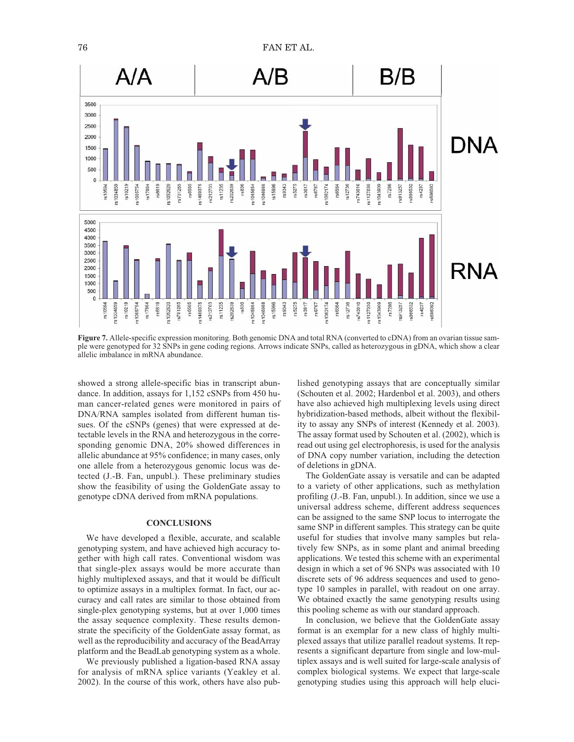**Figure 7.** Allele-specific expression monitoring. Both genomic DNA and total RNA (converted to cDNA) from an ovarian tissue sample were genotyped for 32 SNPs in gene coding regions. Arrows indicate SNPs, called as heterozygous in gDNA, which show a clear allelic imbalance in mRNA abundance.

showed a strong allele-specific bias in transcript abundance. In addition, assays for 1,152 cSNPs from 450 human cancer-related genes were monitored in pairs of DNA/RNA samples isolated from different human tissues. Of the cSNPs (genes) that were expressed at detectable levels in the RNA and heterozygous in the corresponding genomic DNA, 20% showed differences in allelic abundance at 95% confidence; in many cases, only one allele from a heterozygous genomic locus was detected (J.-B. Fan, unpubl.). These preliminary studies show the feasibility of using the GoldenGate assay to genotype cDNA derived from mRNA populations.

## CONCLUSIONS

We have developed a flexible, accurate, and scalable genotyping system, and have achieved high accuracy together with high call rates. Conventional wisdom was that single-plex assays would be more accurate than highly multiplexed assays, and that it would be difficult to optimize assays in a multiplex format. In fact, our accuracy and call rates are similar to those obtained from single-plex genotyping systems, but at over 1,000 times the assay sequence complexity. These results demonstrate the specificity of the GoldenGate assay format, as well as the reproducibility and accuracy of the BeadArray platform and the BeadLab genotyping system as a whole.

We previously published a ligation-based RNA assay for analysis of mRNA splice variants (Yeakley et al. 2002). In the course of this work, others have also published genotyping assays that are conceptually similar (Schouten et al. 2002; Hardenbol et al. 2003), and others have also achieved high multiplexing levels using direct hybridization-based methods, albeit without the flexibility to assay any SNPs of interest (Kennedy et al. 2003). The assay format used by Schouten et al. (2002), which is read out using gel electrophoresis, is used for the analysis of DNA copy number variation, including the detection of deletions in gDNA.

The GoldenGate assay is versatile and can be adapted to a variety of other applications, such as methylation profiling (J.-B. Fan, unpubl.). In addition, since we use a universal address scheme, different address sequences can be assigned to the same SNP locus to interrogate the same SNP in different samples. This strategy can be quite useful for studies that involve many samples but relatively few SNPs, as in some plant and animal breeding applications. We tested this scheme with an experimental design in which a set of 96 SNPs was associated with 10 discrete sets of 96 address sequences and used to genotype 10 samples in parallel, with readout on one array. We obtained exactly the same genotyping results using this pooling scheme as with our standard approach.

In conclusion, we believe that the GoldenGate assay format is an exemplar for a new class of highly multiplexed assays that utilize parallel readout systems. It represents a significant departure from single and low-multiplex assays and is well suited for large-scale analysis of complex biological systems. We expect that large-scale genotyping studies using this approach will help eluci-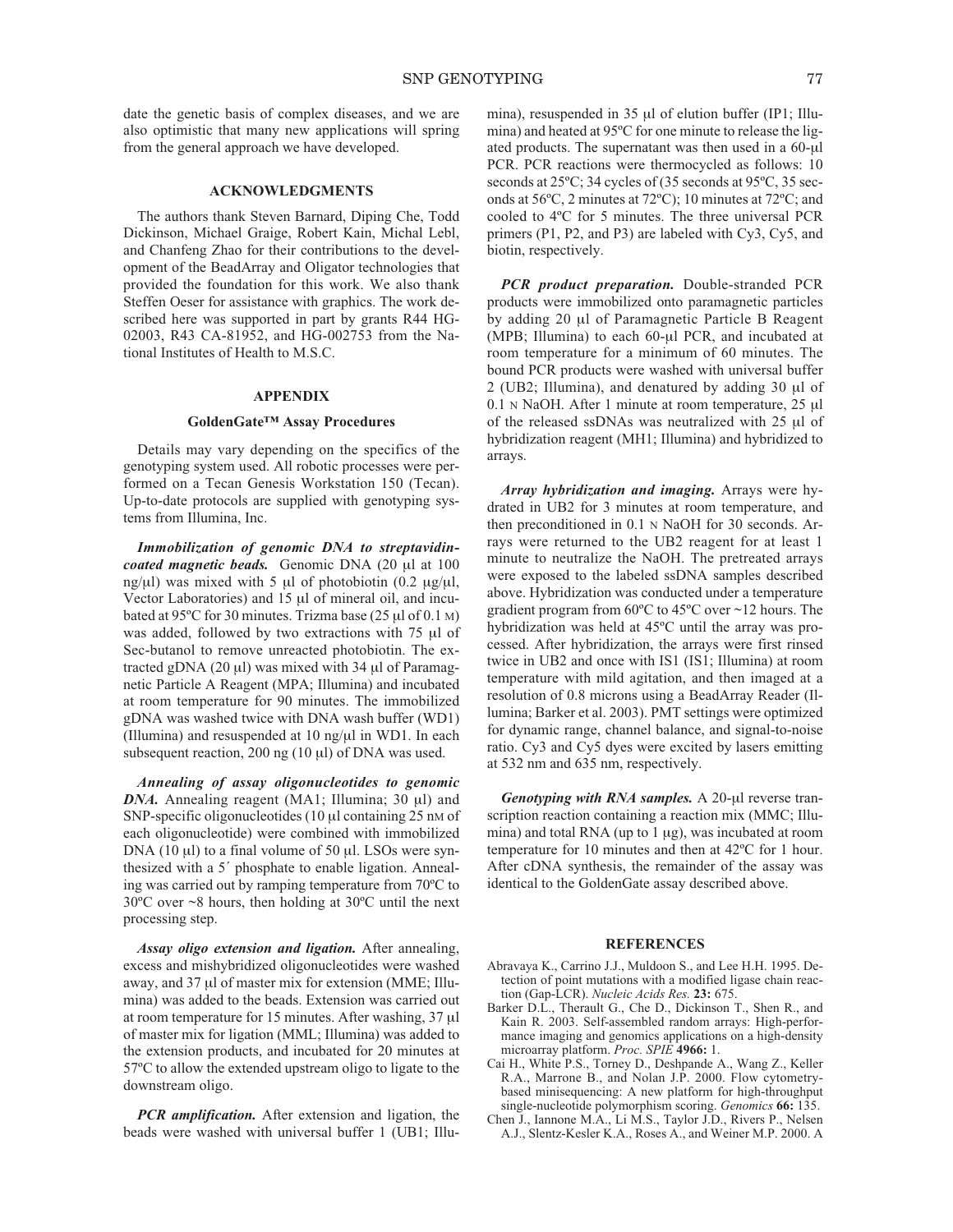date the genetic basis of complex diseases, and we are also optimistic that many new applications will spring from the general approach we have developed.

## ACKNOWLEDGMENTS

The authors thank Steven Barnard, Diping Che, Todd Dickinson, Michael Graige, Robert Kain, Michal Lebl, and Chanfeng Zhao for their contributions to the development of the BeadArray and Oligator technologies that provided the foundation for this work. We also thank Steffen Oeser for assistance with graphics. The work described here was supported in part by grants R44 HG-02003, R43 CA-81952, and HG-002753 from the National Institutes of Health to M.S.C.

## APPENDIX

### GoldenGate™ Assay Procedures

Details may vary depending on the specifics of the genotyping system used. All robotic processes were performed on a Tecan Genesis Workstation 150 (Tecan). Up-to-date protocols are supplied with genotyping systems from Illumina, Inc.

***Immobilization of genomic DNA to streptavidin-coated magnetic beads.*** Genomic DNA (20 μl at 100 ng/μl) was mixed with 5 μl of photobiotin (0.2 μg/μl, Vector Laboratories) and 15 μl of mineral oil, and incubated at 95ºC for 30 minutes. Trizma base (25 μl of 0.1 M) was added, followed by two extractions with 75 μl of Sec-butanol to remove unreacted photobiotin. The extracted gDNA (20 μl) was mixed with 34 μl of Paramagnetic Particle A Reagent (MPA; Illumina) and incubated at room temperature for 90 minutes. The immobilized gDNA was washed twice with DNA wash buffer (WD1) (Illumina) and resuspended at 10 ng/μl in WD1. In each subsequent reaction, 200 ng (10 μl) of DNA was used.

***Annealing of assay oligonucleotides to genomic DNA.*** Annealing reagent (MA1; Illumina; 30 μl) and SNP-specific oligonucleotides (10 μl containing 25 nM of each oligonucleotide) were combined with immobilized DNA (10 μl) to a final volume of 50 μl. LSOs were synthesized with a 5´ phosphate to enable ligation. Annealing was carried out by ramping temperature from 70ºC to 30ºC over ~8 hours, then holding at 30ºC until the next processing step.

***Assay oligo extension and ligation.*** After annealing, excess and mishybridized oligonucleotides were washed away, and 37 μl of master mix for extension (MME; Illumina) was added to the beads. Extension was carried out at room temperature for 15 minutes. After washing, 37 μl of master mix for ligation (MML; Illumina) was added to the extension products, and incubated for 20 minutes at 57ºC to allow the extended upstream oligo to ligate to the downstream oligo.

***PCR amplification.*** After extension and ligation, the beads were washed with universal buffer 1 (UB1; Illumina), resuspended in 35 μl of elution buffer (IP1; Illumina) and heated at 95ºC for one minute to release the ligated products. The supernatant was then used in a 60-μl PCR. PCR reactions were thermocycled as follows: 10 seconds at 25ºC; 34 cycles of (35 seconds at 95ºC, 35 seconds at 56ºC, 2 minutes at 72ºC); 10 minutes at 72ºC; and cooled to 4ºC for 5 minutes. The three universal PCR primers (P1, P2, and P3) are labeled with Cy3, Cy5, and biotin, respectively.

***PCR product preparation.*** Double-stranded PCR products were immobilized onto paramagnetic particles by adding 20 μl of Paramagnetic Particle B Reagent (MPB; Illumina) to each 60-μl PCR, and incubated at room temperature for a minimum of 60 minutes. The bound PCR products were washed with universal buffer 2 (UB2; Illumina), and denatured by adding 30 μl of 0.1 N NaOH. After 1 minute at room temperature, 25 μl of the released ssDNAs was neutralized with 25 μl of hybridization reagent (MH1; Illumina) and hybridized to arrays.

***Array hybridization and imaging.*** Arrays were hydrated in UB2 for 3 minutes at room temperature, and then preconditioned in 0.1 N NaOH for 30 seconds. Arrays were returned to the UB2 reagent for at least 1 minute to neutralize the NaOH. The pretreated arrays were exposed to the labeled ssDNA samples described above. Hybridization was conducted under a temperature gradient program from 60ºC to 45ºC over ~12 hours. The hybridization was held at 45ºC until the array was processed. After hybridization, the arrays were first rinsed twice in UB2 and once with IS1 (IS1; Illumina) at room temperature with mild agitation, and then imaged at a resolution of 0.8 microns using a BeadArray Reader (Illumina; Barker et al. 2003). PMT settings were optimized for dynamic range, channel balance, and signal-to-noise ratio. Cy3 and Cy5 dyes were excited by lasers emitting at 532 nm and 635 nm, respectively.

***Genotyping with RNA samples.*** A 20-μl reverse transcription reaction containing a reaction mix (MMC; Illumina) and total RNA (up to 1 μg), was incubated at room temperature for 10 minutes and then at 42ºC for 1 hour. After cDNA synthesis, the remainder of the assay was identical to the GoldenGate assay described above.

## REFERENCES

Abravaya K., Carrino J.J., Muldoon S., and Lee H.H. 1995. Detection of point mutations with a modified ligase chain reaction (Gap-LCR). *Nucleic Acids Res.* **23:** 675.

Barker D.L., Therault G., Che D., Dickinson T., Shen R., and Kain R. 2003. Self-assembled random arrays: High-performance imaging and genomics applications on a high-density microarray platform. *Proc. SPIE* **4966:** 1.

Cai H., White P.S., Torney D., Deshpande A., Wang Z., Keller R.A., Marrone B., and Nolan J.P. 2000. Flow cytometry-based minisequencing: A new platform for high-throughput single-nucleotide polymorphism scoring. *Genomics* **66:** 135.

Chen J., Iannone M.A., Li M.S., Taylor J.D., Rivers P., Nelsen A.J., Slentz-Kesler K.A., Roses A., and Weiner M.P. 2000. A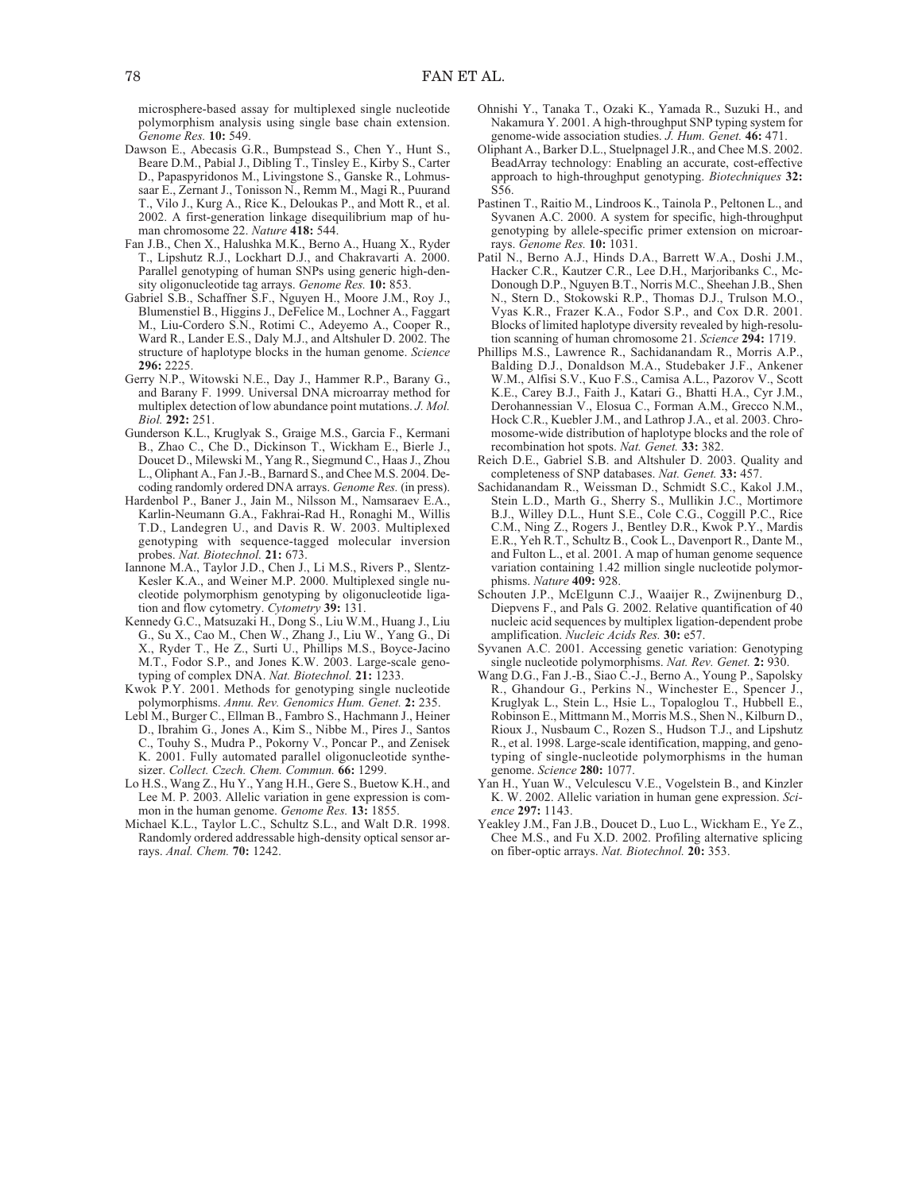microsphere-based assay for multiplexed single nucleotide polymorphism analysis using single base chain extension. *Genome Res.* **10:** 549.

Dawson E., Abecasis G.R., Bumpstead S., Chen Y., Hunt S., Beare D.M., Pabial J., Dibling T., Tinsley E., Kirby S., Carter D., Papaspyridonos M., Livingstone S., Ganske R., Lohmussaar E., Zernant J., Tonisson N., Remm M., Magi R., Puurand T., Vilo J., Kurg A., Rice K., Deloukas P., and Mott R., et al. 2002. A first-generation linkage disequilibrium map of human chromosome 22. *Nature* **418:** 544.

Fan J.B., Chen X., Halushka M.K., Berno A., Huang X., Ryder T., Lipshutz R.J., Lockhart D.J., and Chakravarti A. 2000. Parallel genotyping of human SNPs using generic high-density oligonucleotide tag arrays. *Genome Res.* **10:** 853.

Gabriel S.B., Schaffner S.F., Nguyen H., Moore J.M., Roy J., Blumenstiel B., Higgins J., DeFelice M., Lochner A., Faggart M., Liu-Cordero S.N., Rotimi C., Adeyemo A., Cooper R., Ward R., Lander E.S., Daly M.J., and Altshuler D. 2002. The structure of haplotype blocks in the human genome. *Science* **296:** 2225.

Gerry N.P., Witowski N.E., Day J., Hammer R.P., Barany G., and Barany F. 1999. Universal DNA microarray method for multiplex detection of low abundance point mutations. *J. Mol. Biol.* **292:** 251.

Gunderson K.L., Kruglyak S., Graige M.S., Garcia F., Kermani B., Zhao C., Che D., Dickinson T., Wickham E., Bierle J., Doucet D., Milewski M., Yang R., Siegmund C., Haas J., Zhou L., Oliphant A., Fan J.-B., Barnard S., and Chee M.S. 2004. Decoding randomly ordered DNA arrays. *Genome Res.* (in press).

Hardenbol P., Baner J., Jain M., Nilsson M., Namsaraev E.A., Karlin-Neumann G.A., Fakhrai-Rad H., Ronaghi M., Willis T.D., Landegren U., and Davis R. W. 2003. Multiplexed genotyping with sequence-tagged molecular inversion probes. *Nat. Biotechnol.* **21:** 673.

Iannone M.A., Taylor J.D., Chen J., Li M.S., Rivers P., Slentz-Kesler K.A., and Weiner M.P. 2000. Multiplexed single nucleotide polymorphism genotyping by oligonucleotide ligation and flow cytometry. *Cytometry* **39:** 131.

Kennedy G.C., Matsuzaki H., Dong S., Liu W.M., Huang J., Liu G., Su X., Cao M., Chen W., Zhang J., Liu W., Yang G., Di X., Ryder T., He Z., Surti U., Phillips M.S., Boyce-Jacino M.T., Fodor S.P., and Jones K.W. 2003. Large-scale genotyping of complex DNA. *Nat. Biotechnol.* **21:** 1233.

Kwok P.Y. 2001. Methods for genotyping single nucleotide polymorphisms. *Annu. Rev. Genomics Hum. Genet.* **2:** 235.

Lebl M., Burger C., Ellman B., Fambro S., Hachmann J., Heiner D., Ibrahim G., Jones A., Kim S., Nibbe M., Pires J., Santos C., Touhy S., Mudra P., Pokorny V., Poncar P., and Zenisek K. 2001. Fully automated parallel oligonucleotide synthesizer. *Collect. Czech. Chem. Commun.* **66:** 1299.

Lo H.S., Wang Z., Hu Y., Yang H.H., Gere S., Buetow K.H., and Lee M. P. 2003. Allelic variation in gene expression is common in the human genome. *Genome Res.* **13:** 1855.

Michael K.L., Taylor L.C., Schultz S.L., and Walt D.R. 1998. Randomly ordered addressable high-density optical sensor arrays. *Anal. Chem.* **70:** 1242.

Ohnishi Y., Tanaka T., Ozaki K., Yamada R., Suzuki H., and Nakamura Y. 2001. A high-throughput SNP typing system for genome-wide association studies. *J. Hum. Genet.* **46:** 471.

Oliphant A., Barker D.L., Stuelpnagel J.R., and Chee M.S. 2002. BeadArray technology: Enabling an accurate, cost-effective approach to high-throughput genotyping. *Biotechniques* **32:** S56.

Pastinen T., Raitio M., Lindroos K., Tainola P., Peltonen L., and Syvanen A.C. 2000. A system for specific, high-throughput genotyping by allele-specific primer extension on microarrays. *Genome Res.* **10:** 1031.

Patil N., Berno A.J., Hinds D.A., Barrett W.A., Doshi J.M., Hacker C.R., Kautzer C.R., Lee D.H., Marjoribanks C., McDonough D.P., Nguyen B.T., Norris M.C., Sheehan J.B., Shen N., Stern D., Stokowski R.P., Thomas D.J., Trulson M.O., Vyas K.R., Frazer K.A., Fodor S.P., and Cox D.R. 2001. Blocks of limited haplotype diversity revealed by high-resolution scanning of human chromosome 21. *Science* **294:** 1719.

Phillips M.S., Lawrence R., Sachidanandam R., Morris A.P., Balding D.J., Donaldson M.A., Studebaker J.F., Ankener W.M., Alfisi S.V., Kuo F.S., Camisa A.L., Pazorov V., Scott K.E., Carey B.J., Faith J., Katari G., Bhatti H.A., Cyr J.M., Derohannessian V., Elosua C., Forman A.M., Grecco N.M., Hock C.R., Kuebler J.M., and Lathrop J.A., et al. 2003. Chromosome-wide distribution of haplotype blocks and the role of recombination hot spots. *Nat. Genet.* **33:** 382.

Reich D.E., Gabriel S.B. and Altshuler D. 2003. Quality and completeness of SNP databases. *Nat. Genet.* **33:** 457.

Sachidanandam R., Weissman D., Schmidt S.C., Kakol J.M., Stein L.D., Marth G., Sherry S., Mullikin J.C., Mortimore B.J., Willey D.L., Hunt S.E., Cole C.G., Coggill P.C., Rice C.M., Ning Z., Rogers J., Bentley D.R., Kwok P.Y., Mardis E.R., Yeh R.T., Schultz B., Cook L., Davenport R., Dante M., and Fulton L., et al. 2001. A map of human genome sequence variation containing 1.42 million single nucleotide polymorphisms. *Nature* **409:** 928.

Schouten J.P., McElgunn C.J., Waaijer R., Zwijnenburg D., Diepvens F., and Pals G. 2002. Relative quantification of 40 nucleic acid sequences by multiplex ligation-dependent probe amplification. *Nucleic Acids Res.* **30:** e57.

Syvanen A.C. 2001. Accessing genetic variation: Genotyping single nucleotide polymorphisms. *Nat. Rev. Genet.* **2:** 930.

Wang D.G., Fan J.-B., Siao C.-J., Berno A., Young P., Sapolsky R., Ghandour G., Perkins N., Winchester E., Spencer J., Kruglyak L., Stein L., Hsie L., Topaloglou T., Hubbell E., Robinson E., Mittmann M., Morris M.S., Shen N., Kilburn D., Rioux J., Nusbaum C., Rozen S., Hudson T.J., and Lipshutz R., et al. 1998. Large-scale identification, mapping, and genotyping of single-nucleotide polymorphisms in the human genome. *Science* **280:** 1077.

Yan H., Yuan W., Velculescu V.E., Vogelstein B., and Kinzler K. W. 2002. Allelic variation in human gene expression. *Science* **297:** 1143.

Yeakley J.M., Fan J.B., Doucet D., Luo L., Wickham E., Ye Z., Chee M.S., and Fu X.D. 2002. Profiling alternative splicing on fiber-optic arrays. *Nat. Biotechnol.* **20:** 353.